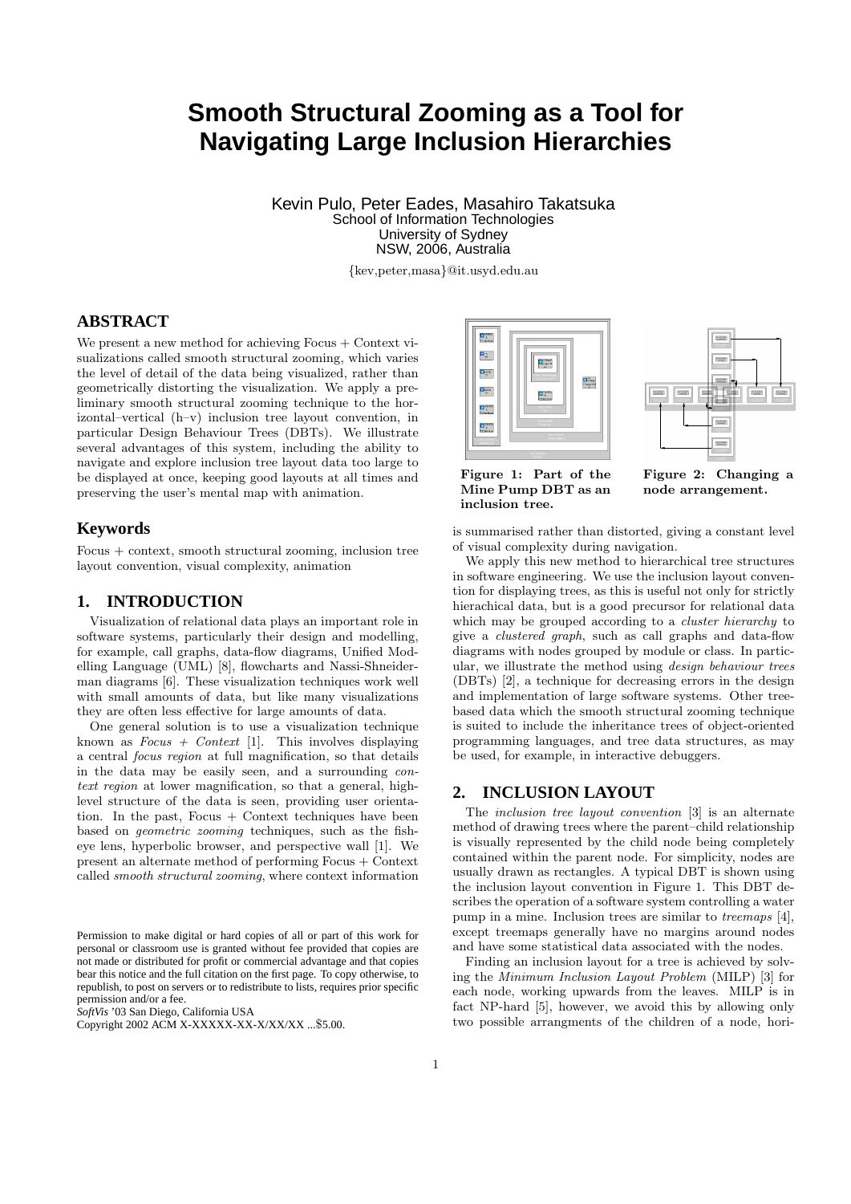# Smooth Structural Zooming as a Tool for Navigating Large Inclusion Hierarchies

Kevin Pulo, Peter Eades, Masahiro Takatsuka
School of Information Technologies
University of Sydney
NSW, 2006, Australia

{kev,peter,masa}@it.usyd.edu.au

## ABSTRACT

We present a new method for achieving Focus + Context visualizations called smooth structural zooming, which varies the level of detail of the data being visualized, rather than geometrically distorting the visualization. We apply a preliminary smooth structural zooming technique to the horizontal–vertical (h–v) inclusion tree layout convention, in particular Design Behaviour Trees (DBTs). We illustrate several advantages of this system, including the ability to navigate and explore inclusion tree layout data too large to be displayed at once, keeping good layouts at all times and preserving the user's mental map with animation.

## Keywords

Focus + context, smooth structural zooming, inclusion tree layout convention, visual complexity, animation

## 1. INTRODUCTION

Visualization of relational data plays an important role in software systems, particularly their design and modelling, for example, call graphs, data-flow diagrams, Unified Modelling Language (UML) [8], flowcharts and Nassi-Shneiderman diagrams [6]. These visualization techniques work well with small amounts of data, but like many visualizations they are often less effective for large amounts of data.

One general solution is to use a visualization technique known as *Focus + Context* [1]. This involves displaying a central *focus region* at full magnification, so that details in the data may be easily seen, and a surrounding *context region* at lower magnification, so that a general, high-level structure of the data is seen, providing user orientation. In the past, Focus + Context techniques have been based on *geometric zooming* techniques, such as the fisheye lens, hyperbolic browser, and perspective wall [1]. We present an alternate method of performing Focus + Context called *smooth structural zooming*, where context information is summarised rather than distorted, giving a constant level of visual complexity during navigation.

Permission to make digital or hard copies of all or part of this work for personal or classroom use is granted without fee provided that copies are not made or distributed for profit or commercial advantage and that copies bear this notice and the full citation on the first page. To copy otherwise, to republish, to post on servers or to redistribute to lists, requires prior specific permission and/or a fee.
*SoftVis* '03 San Diego, California USA
Copyright 2002 ACM X-XXXXX-XX-X/XX/XX ...$5.00.

**Figure 1: Part of the Mine Pump DBT as an inclusion tree.**

**Figure 2: Changing a node arrangement.**

We apply this new method to hierarchical tree structures in software engineering. We use the inclusion layout convention for displaying trees, as this is useful not only for strictly hierachical data, but is a good precursor for relational data which may be grouped according to a *cluster hierarchy* to give a *clustered graph*, such as call graphs and data-flow diagrams with nodes grouped by module or class. In particular, we illustrate the method using *design behaviour trees* (DBTs) [2], a technique for decreasing errors in the design and implementation of large software systems. Other tree-based data which the smooth structural zooming technique is suited to include the inheritance trees of object-oriented programming languages, and tree data structures, as may be used, for example, in interactive debuggers.

## 2. INCLUSION LAYOUT

The *inclusion tree layout convention* [3] is an alternate method of drawing trees where the parent–child relationship is visually represented by the child node being completely contained within the parent node. For simplicity, nodes are usually drawn as rectangles. A typical DBT is shown using the inclusion layout convention in Figure 1. This DBT describes the operation of a software system controlling a water pump in a mine. Inclusion trees are similar to *treemaps* [4], except treemaps generally have no margins around nodes and have some statistical data associated with the nodes.

Finding an inclusion layout for a tree is achieved by solving the *Minimum Inclusion Layout Problem* (MILP) [3] for each node, working upwards from the leaves. MILP is in fact NP-hard [5], however, we avoid this by allowing only two possible arrangments of the children of a node, hori-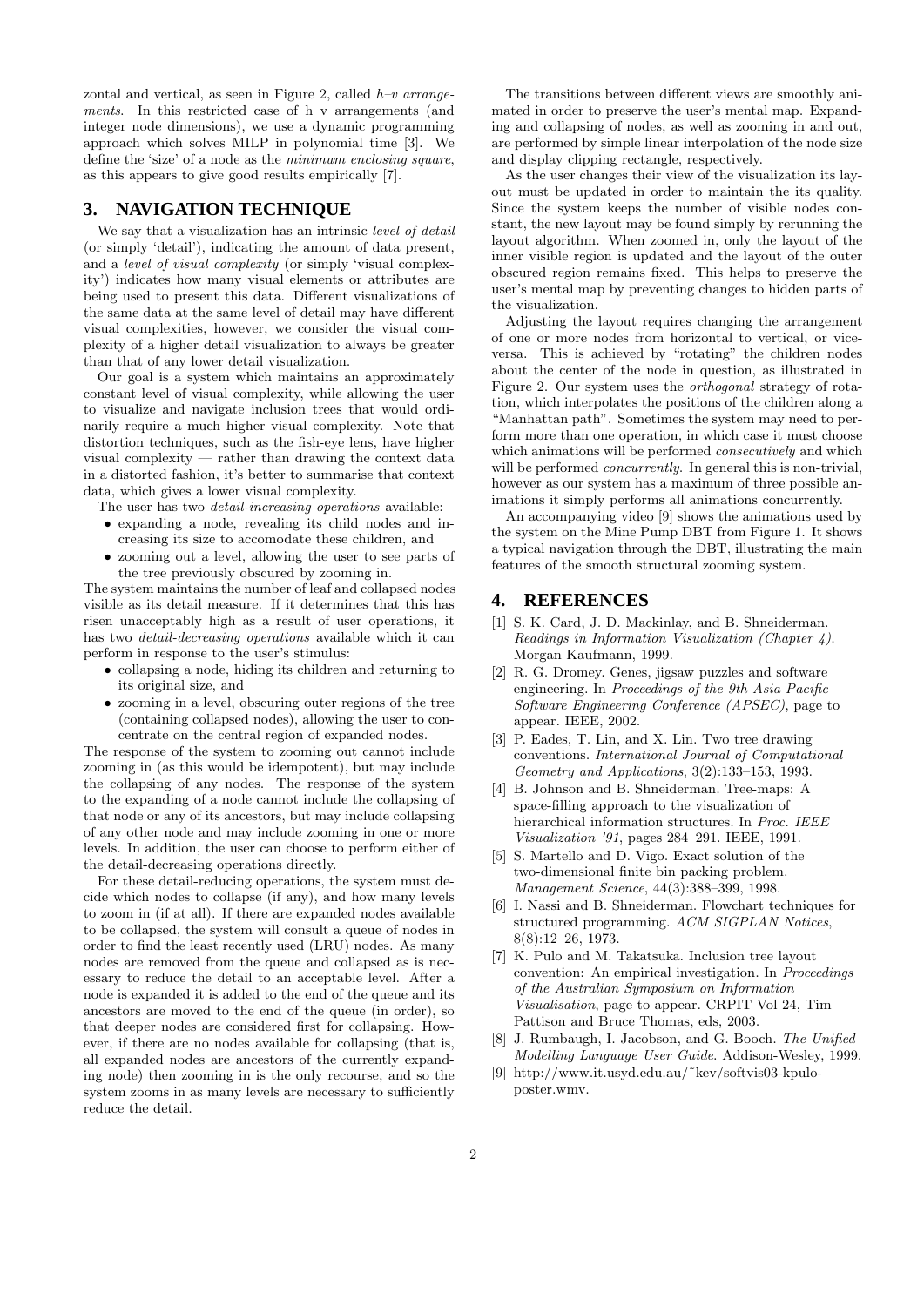zontal and vertical, as seen in Figure 2, called *h–v arrangements*. In this restricted case of h–v arrangements (and integer node dimensions), we use a dynamic programming approach which solves MILP in polynomial time [3]. We define the 'size' of a node as the *minimum enclosing square*, as this appears to give good results empirically [7].

## 3. NAVIGATION TECHNIQUE

We say that a visualization has an intrinsic *level of detail* (or simply 'detail'), indicating the amount of data present, and a *level of visual complexity* (or simply 'visual complexity') indicates how many visual elements or attributes are being used to present this data. Different visualizations of the same data at the same level of detail may have different visual complexities, however, we consider the visual complexity of a higher detail visualization to always be greater than that of any lower detail visualization.

Our goal is a system which maintains an approximately constant level of visual complexity, while allowing the user to visualize and navigate inclusion trees that would ordinarily require a much higher visual complexity. Note that distortion techniques, such as the fish-eye lens, have higher visual complexity — rather than drawing the context data in a distorted fashion, it's better to summarise that context data, which gives a lower visual complexity.

The user has two *detail-increasing operations* available:

- expanding a node, revealing its child nodes and increasing its size to accomodate these children, and
- zooming out a level, allowing the user to see parts of the tree previously obscured by zooming in.

The system maintains the number of leaf and collapsed nodes visible as its detail measure. If it determines that this has risen unacceptably high as a result of user operations, it has two *detail-decreasing operations* available which it can perform in response to the user's stimulus:

- collapsing a node, hiding its children and returning to its original size, and
- zooming in a level, obscuring outer regions of the tree (containing collapsed nodes), allowing the user to concentrate on the central region of expanded nodes.

The response of the system to zooming out cannot include zooming in (as this would be idempotent), but may include the collapsing of any nodes. The response of the system to the expanding of a node cannot include the collapsing of that node or any of its ancestors, but may include collapsing of any other node and may include zooming in one or more levels. In addition, the user can choose to perform either of the detail-decreasing operations directly.

For these detail-reducing operations, the system must decide which nodes to collapse (if any), and how many levels to zoom in (if at all). If there are expanded nodes available to be collapsed, the system will consult a queue of nodes in order to find the least recently used (LRU) nodes. As many nodes are removed from the queue and collapsed as is necessary to reduce the detail to an acceptable level. After a node is expanded it is added to the end of the queue and its ancestors are moved to the end of the queue (in order), so that deeper nodes are considered first for collapsing. However, if there are no nodes available for collapsing (that is, all expanded nodes are ancestors of the currently expanding node) then zooming in is the only recourse, and so the system zooms in as many levels are necessary to sufficiently reduce the detail.

The transitions between different views are smoothly animated in order to preserve the user's mental map. Expanding and collapsing of nodes, as well as zooming in and out, are performed by simple linear interpolation of the node size and display clipping rectangle, respectively.

As the user changes their view of the visualization its layout must be updated in order to maintain the its quality. Since the system keeps the number of visible nodes constant, the new layout may be found simply by rerunning the layout algorithm. When zoomed in, only the layout of the inner visible region is updated and the layout of the outer obscured region remains fixed. This helps to preserve the user's mental map by preventing changes to hidden parts of the visualization.

Adjusting the layout requires changing the arrangement of one or more nodes from horizontal to vertical, or vice-versa. This is achieved by "rotating" the children nodes about the center of the node in question, as illustrated in Figure 2. Our system uses the *orthogonal* strategy of rotation, which interpolates the positions of the children along a "Manhattan path". Sometimes the system may need to perform more than one operation, in which case it must choose which animations will be performed *consecutively* and which will be performed *concurrently*. In general this is non-trivial, however as our system has a maximum of three possible animations it simply performs all animations concurrently.

An accompanying video [9] shows the animations used by the system on the Mine Pump DBT from Figure 1. It shows a typical navigation through the DBT, illustrating the main features of the smooth structural zooming system.

## 4. REFERENCES

[1] S. K. Card, J. D. Mackinlay, and B. Shneiderman. *Readings in Information Visualization (Chapter 4)*. Morgan Kaufmann, 1999.

[2] R. G. Dromey. Genes, jigsaw puzzles and software engineering. In *Proceedings of the 9th Asia Pacific Software Engineering Conference (APSEC)*, page to appear. IEEE, 2002.

[3] P. Eades, T. Lin, and X. Lin. Two tree drawing conventions. *International Journal of Computational Geometry and Applications*, 3(2):133–153, 1993.

[4] B. Johnson and B. Shneiderman. Tree-maps: A space-filling approach to the visualization of hierarchical information structures. In *Proc. IEEE Visualization '91*, pages 284–291. IEEE, 1991.

[5] S. Martello and D. Vigo. Exact solution of the two-dimensional finite bin packing problem. *Management Science*, 44(3):388–399, 1998.

[6] I. Nassi and B. Shneiderman. Flowchart techniques for structured programming. *ACM SIGPLAN Notices*, 8(8):12–26, 1973.

[7] K. Pulo and M. Takatsuka. Inclusion tree layout convention: An empirical investigation. In *Proceedings of the Australian Symposium on Information Visualisation*, page to appear. CRPIT Vol 24, Tim Pattison and Bruce Thomas, eds, 2003.

[8] J. Rumbaugh, I. Jacobson, and G. Booch. *The Unified Modelling Language User Guide*. Addison-Wesley, 1999.

[9] http://www.it.usyd.edu.au/~kev/softvis03-kpulo-poster.wmv.